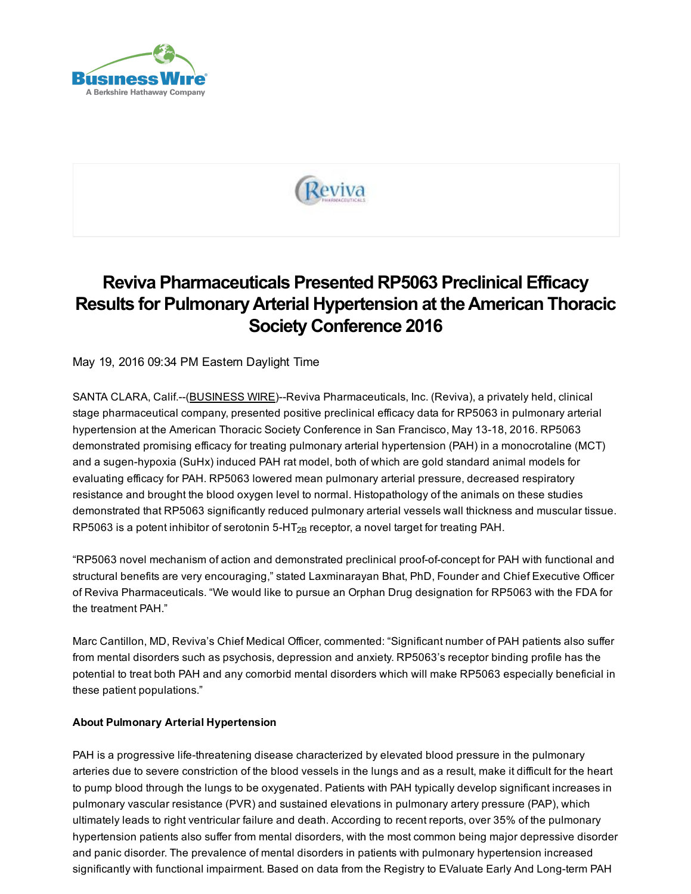# Reviva Pharmaceuticals Presented RP5063 Preclinical Efficacy Results for Pulmonary Arterial Hypertension at the American Thoracic Society Conference 2016

May 19, 2016 09:34 PM Eastern Daylight Time

SANTA CLARA, Calif.--(BUSINESS WIRE)--Reviva Pharmaceuticals, Inc. (Reviva), a privately held, clinical stage pharmaceutical company, presented positive preclinical efficacy data for RP5063 in pulmonary arterial hypertension at the American Thoracic Society Conference in San Francisco, May 13-18, 2016. RP5063 demonstrated promising efficacy for treating pulmonary arterial hypertension (PAH) in a monocrotaline (MCT) and a sugen-hypoxia (SuHx) induced PAH rat model, both of which are gold standard animal models for evaluating efficacy for PAH. RP5063 lowered mean pulmonary arterial pressure, decreased respiratory resistance and brought the blood oxygen level to normal. Histopathology of the animals on these studies demonstrated that RP5063 significantly reduced pulmonary arterial vessels wall thickness and muscular tissue. RP5063 is a potent inhibitor of serotonin 5-$HT_{2B}$ receptor, a novel target for treating PAH.

"RP5063 novel mechanism of action and demonstrated preclinical proof-of-concept for PAH with functional and structural benefits are very encouraging," stated Laxminarayan Bhat, PhD, Founder and Chief Executive Officer of Reviva Pharmaceuticals. "We would like to pursue an Orphan Drug designation for RP5063 with the FDA for the treatment PAH."

Marc Cantillon, MD, Reviva's Chief Medical Officer, commented: "Significant number of PAH patients also suffer from mental disorders such as psychosis, depression and anxiety. RP5063's receptor binding profile has the potential to treat both PAH and any comorbid mental disorders which will make RP5063 especially beneficial in these patient populations."

**About Pulmonary Arterial Hypertension**

PAH is a progressive life-threatening disease characterized by elevated blood pressure in the pulmonary arteries due to severe constriction of the blood vessels in the lungs and as a result, make it difficult for the heart to pump blood through the lungs to be oxygenated. Patients with PAH typically develop significant increases in pulmonary vascular resistance (PVR) and sustained elevations in pulmonary artery pressure (PAP), which ultimately leads to right ventricular failure and death. According to recent reports, over 35% of the pulmonary hypertension patients also suffer from mental disorders, with the most common being major depressive disorder and panic disorder. The prevalence of mental disorders in patients with pulmonary hypertension increased significantly with functional impairment. Based on data from the Registry to EValuate Early And Long-term PAH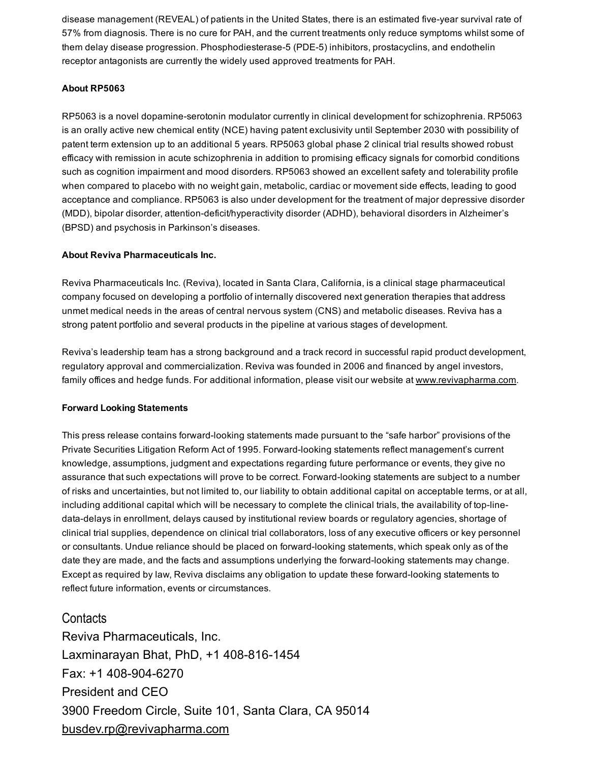disease management (REVEAL) of patients in the United States, there is an estimated five-year survival rate of 57% from diagnosis. There is no cure for PAH, and the current treatments only reduce symptoms whilst some of them delay disease progression. Phosphodiesterase-5 (PDE-5) inhibitors, prostacyclins, and endothelin receptor antagonists are currently the widely used approved treatments for PAH.

**About RP5063**

RP5063 is a novel dopamine-serotonin modulator currently in clinical development for schizophrenia. RP5063 is an orally active new chemical entity (NCE) having patent exclusivity until September 2030 with possibility of patent term extension up to an additional 5 years. RP5063 global phase 2 clinical trial results showed robust efficacy with remission in acute schizophrenia in addition to promising efficacy signals for comorbid conditions such as cognition impairment and mood disorders. RP5063 showed an excellent safety and tolerability profile when compared to placebo with no weight gain, metabolic, cardiac or movement side effects, leading to good acceptance and compliance. RP5063 is also under development for the treatment of major depressive disorder (MDD), bipolar disorder, attention-deficit/hyperactivity disorder (ADHD), behavioral disorders in Alzheimer's (BPSD) and psychosis in Parkinson's diseases.

**About Reviva Pharmaceuticals Inc.**

Reviva Pharmaceuticals Inc. (Reviva), located in Santa Clara, California, is a clinical stage pharmaceutical company focused on developing a portfolio of internally discovered next generation therapies that address unmet medical needs in the areas of central nervous system (CNS) and metabolic diseases. Reviva has a strong patent portfolio and several products in the pipeline at various stages of development.

Reviva's leadership team has a strong background and a track record in successful rapid product development, regulatory approval and commercialization. Reviva was founded in 2006 and financed by angel investors, family offices and hedge funds. For additional information, please visit our website at www.revivapharma.com.

**Forward Looking Statements**

This press release contains forward-looking statements made pursuant to the "safe harbor" provisions of the Private Securities Litigation Reform Act of 1995. Forward-looking statements reflect management's current knowledge, assumptions, judgment and expectations regarding future performance or events, they give no assurance that such expectations will prove to be correct. Forward-looking statements are subject to a number of risks and uncertainties, but not limited to, our liability to obtain additional capital on acceptable terms, or at all, including additional capital which will be necessary to complete the clinical trials, the availability of top-line-data-delays in enrollment, delays caused by institutional review boards or regulatory agencies, shortage of clinical trial supplies, dependence on clinical trial collaborators, loss of any executive officers or key personnel or consultants. Undue reliance should be placed on forward-looking statements, which speak only as of the date they are made, and the facts and assumptions underlying the forward-looking statements may change. Except as required by law, Reviva disclaims any obligation to update these forward-looking statements to reflect future information, events or circumstances.

## Contacts

Reviva Pharmaceuticals, Inc.
Laxminarayan Bhat, PhD, +1 408-816-1454
Fax: +1 408-904-6270
President and CEO
3900 Freedom Circle, Suite 101, Santa Clara, CA 95014
busdev.rp@revivapharma.com